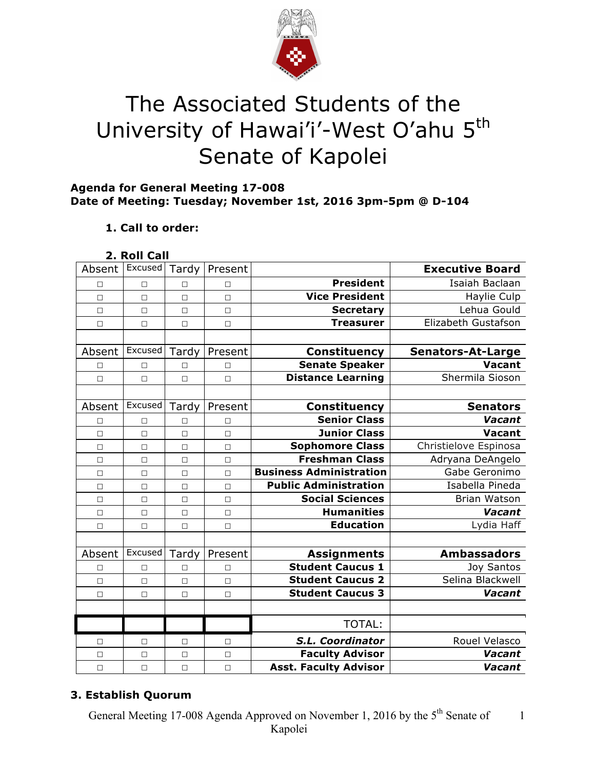# The Associated Students of the University of Hawai'i'-West O'ahu 5th Senate of Kapolei

**Agenda for General Meeting 17-008**
**Date of Meeting: Tuesday; November 1st, 2016 3pm-5pm @ D-104**

1. **Call to order:**

2. **Roll Call**

| Absent | Excused | Tardy | Present | | **Executive Board** |
|---|---|---|---|---|---|
| □ | □ | □ | □ | **President** | Isaiah Baclaan |
| □ | □ | □ | □ | **Vice President** | Haylie Culp |
| □ | □ | □ | □ | **Secretary** | Lehua Gould |
| □ | □ | □ | □ | **Treasurer** | Elizabeth Gustafson |
| | | | | | |
| Absent | Excused | Tardy | Present | **Constituency** | **Senators-At-Large** |
| □ | □ | □ | □ | **Senate Speaker** | **Vacant** |
| □ | □ | □ | □ | **Distance Learning** | Shermila Sioson |
| | | | | | |
| Absent | Excused | Tardy | Present | **Constituency** | **Senators** |
| □ | □ | □ | □ | **Senior Class** | ***Vacant*** |
| □ | □ | □ | □ | **Junior Class** | **Vacant** |
| □ | □ | □ | □ | **Sophomore Class** | Christielove Espinosa |
| □ | □ | □ | □ | **Freshman Class** | Adryana DeAngelo |
| □ | □ | □ | □ | **Business Administration** | Gabe Geronimo |
| □ | □ | □ | □ | **Public Administration** | Isabella Pineda |
| □ | □ | □ | □ | **Social Sciences** | Brian Watson |
| □ | □ | □ | □ | **Humanities** | ***Vacant*** |
| □ | □ | □ | □ | **Education** | Lydia Haff |
| | | | | | |
| Absent | Excused | Tardy | Present | **Assignments** | **Ambassadors** |
| □ | □ | □ | □ | **Student Caucus 1** | Joy Santos |
| □ | □ | □ | □ | **Student Caucus 2** | Selina Blackwell |
| □ | □ | □ | □ | **Student Caucus 3** | ***Vacant*** |
| | | | | | |
| | | | | TOTAL: | |
| □ | □ | □ | □ | ***S.L. Coordinator*** | Rouel Velasco |
| □ | □ | □ | □ | **Faculty Advisor** | ***Vacant*** |
| □ | □ | □ | □ | **Asst. Faculty Advisor** | ***Vacant*** |

3. **Establish Quorum**

General Meeting 17-008 Agenda Approved on November 1, 2016 by the 5th Senate of Kapolei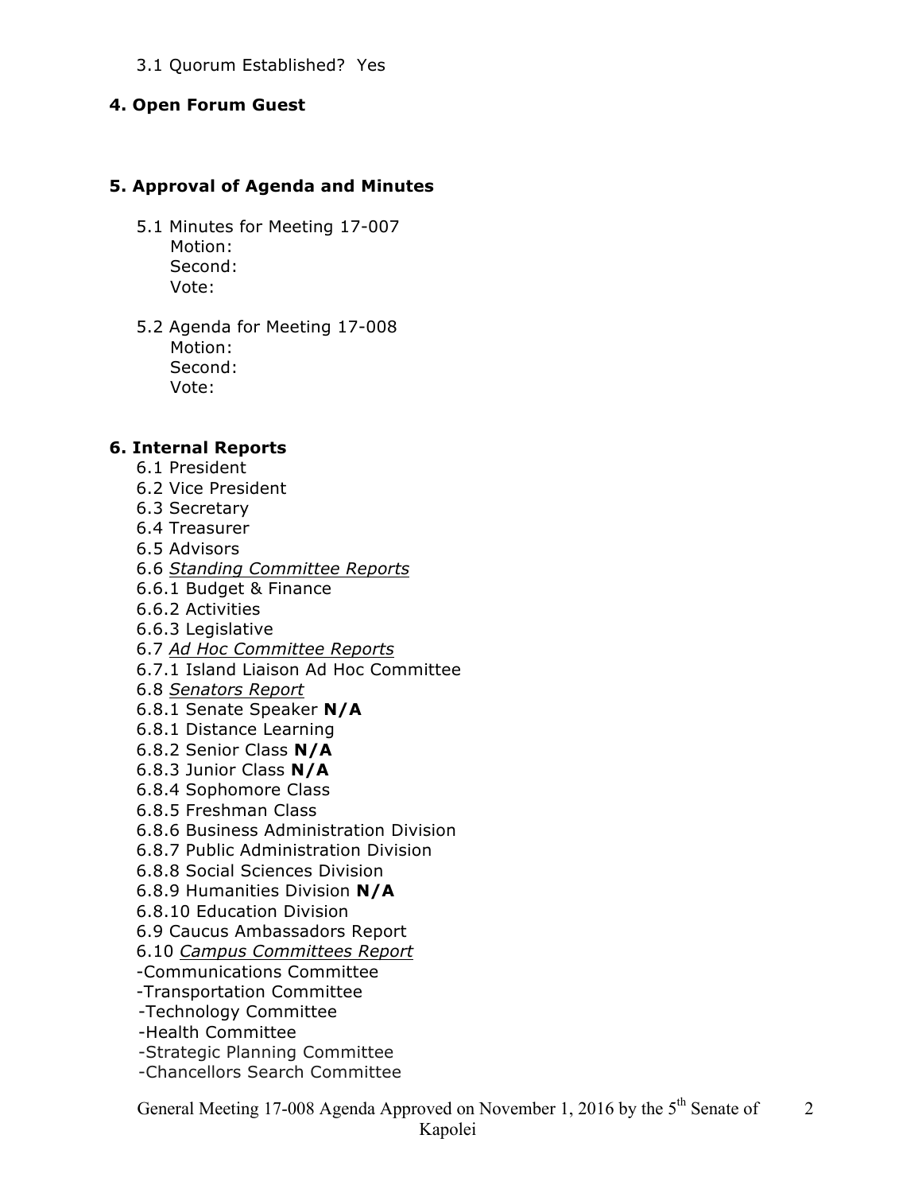3.1 Quorum Established? Yes

## 4. Open Forum Guest

## 5. Approval of Agenda and Minutes

5.1 Minutes for Meeting 17-007
Motion:
Second:
Vote:

5.2 Agenda for Meeting 17-008
Motion:
Second:
Vote:

## 6. Internal Reports

6.1 President
6.2 Vice President
6.3 Secretary
6.4 Treasurer
6.5 Advisors
6.6 *Standing Committee Reports*
6.6.1 Budget & Finance
6.6.2 Activities
6.6.3 Legislative
6.7 *Ad Hoc Committee Reports*
6.7.1 Island Liaison Ad Hoc Committee
6.8 *Senators Report*
6.8.1 Senate Speaker **N/A**
6.8.1 Distance Learning
6.8.2 Senior Class **N/A**
6.8.3 Junior Class **N/A**
6.8.4 Sophomore Class
6.8.5 Freshman Class
6.8.6 Business Administration Division
6.8.7 Public Administration Division
6.8.8 Social Sciences Division
6.8.9 Humanities Division **N/A**
6.8.10 Education Division
6.9 Caucus Ambassadors Report
6.10 *Campus Committees Report*
-Communications Committee
-Transportation Committee
-Technology Committee
-Health Committee
-Strategic Planning Committee
-Chancellors Search Committee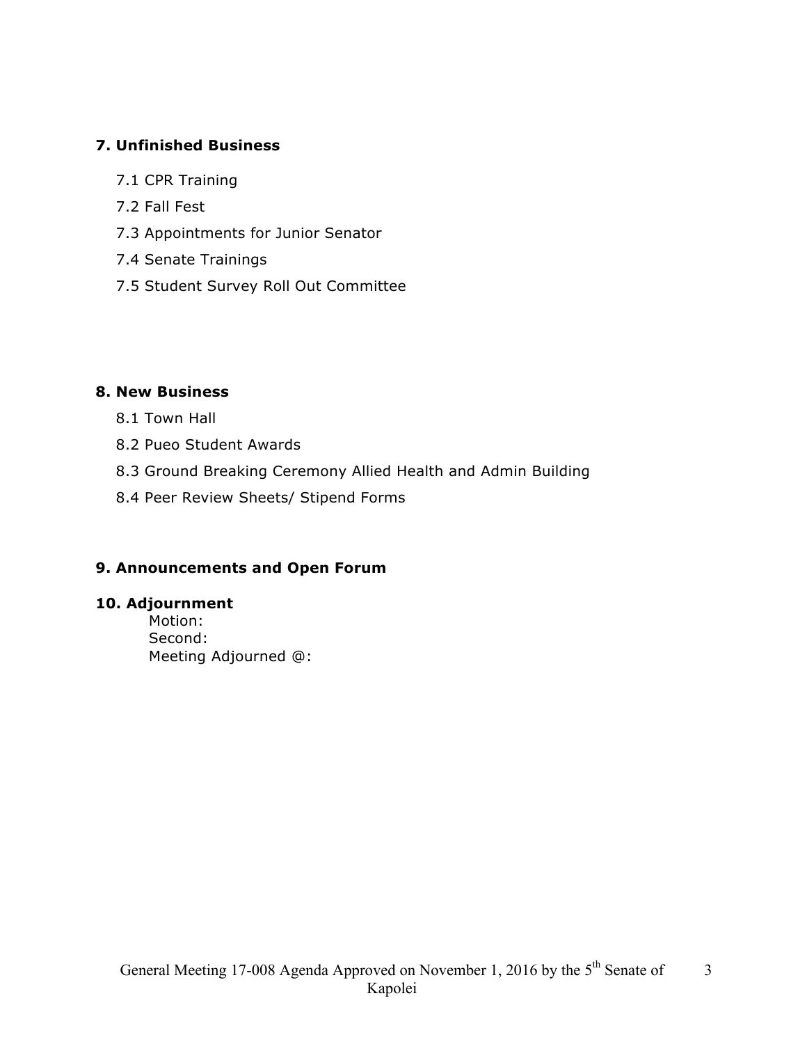### 7. Unfinished Business

7.1 CPR Training

7.2 Fall Fest

7.3 Appointments for Junior Senator

7.4 Senate Trainings

7.5 Student Survey Roll Out Committee

### 8. New Business

8.1 Town Hall

8.2 Pueo Student Awards

8.3 Ground Breaking Ceremony Allied Health and Admin Building

8.4 Peer Review Sheets/ Stipend Forms

### 9. Announcements and Open Forum

### 10. Adjournment

Motion:
Second:
Meeting Adjourned @: